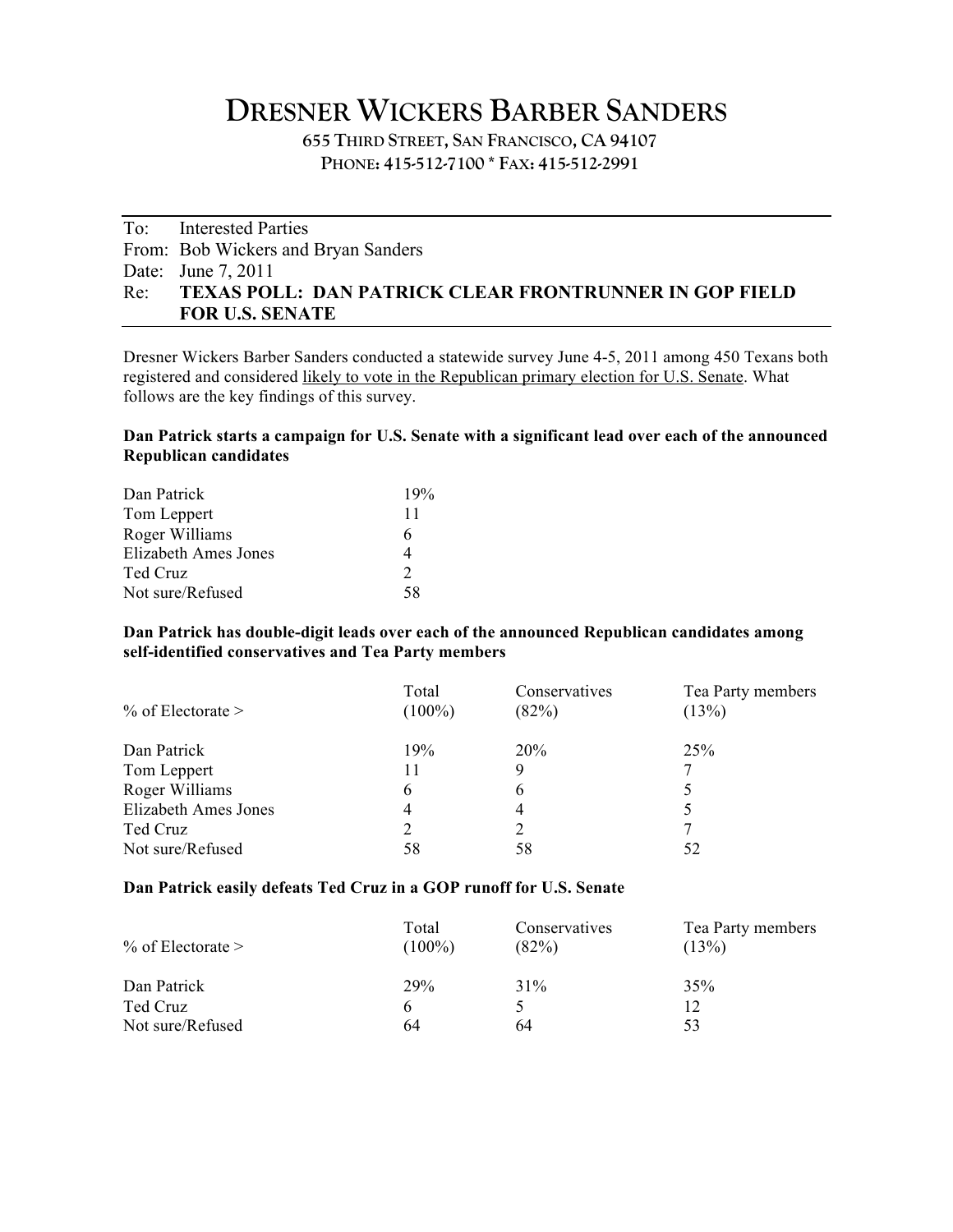# DRESNER WICKERS BARBER SANDERS

655 THIRD STREET, SAN FRANCISCO, CA 94107

PHONE: 415-512-7100 * FAX: 415-512-2991

---

To: Interested Parties
From: Bob Wickers and Bryan Sanders
Date: June 7, 2011
Re: **TEXAS POLL: DAN PATRICK CLEAR FRONTRUNNER IN GOP FIELD FOR U.S. SENATE**

---

Dresner Wickers Barber Sanders conducted a statewide survey June 4-5, 2011 among 450 Texans both registered and considered likely to vote in the Republican primary election for U.S. Senate. What follows are the key findings of this survey.

**Dan Patrick starts a campaign for U.S. Senate with a significant lead over each of the announced Republican candidates**

| Candidate | % |
|---|---|
| Dan Patrick | 19% |
| Tom Leppert | 11 |
| Roger Williams | 6 |
| Elizabeth Ames Jones | 4 |
| Ted Cruz | 2 |
| Not sure/Refused | 58 |

**Dan Patrick has double-digit leads over each of the announced Republican candidates among self-identified conservatives and Tea Party members**

| % of Electorate > | Total (100%) | Conservatives (82%) | Tea Party members (13%) |
|---|---|---|---|
| Dan Patrick | 19% | 20% | 25% |
| Tom Leppert | 11 | 9 | 7 |
| Roger Williams | 6 | 6 | 5 |
| Elizabeth Ames Jones | 4 | 4 | 5 |
| Ted Cruz | 2 | 2 | 7 |
| Not sure/Refused | 58 | 58 | 52 |

**Dan Patrick easily defeats Ted Cruz in a GOP runoff for U.S. Senate**

| % of Electorate > | Total (100%) | Conservatives (82%) | Tea Party members (13%) |
|---|---|---|---|
| Dan Patrick | 29% | 31% | 35% |
| Ted Cruz | 6 | 5 | 12 |
| Not sure/Refused | 64 | 64 | 53 |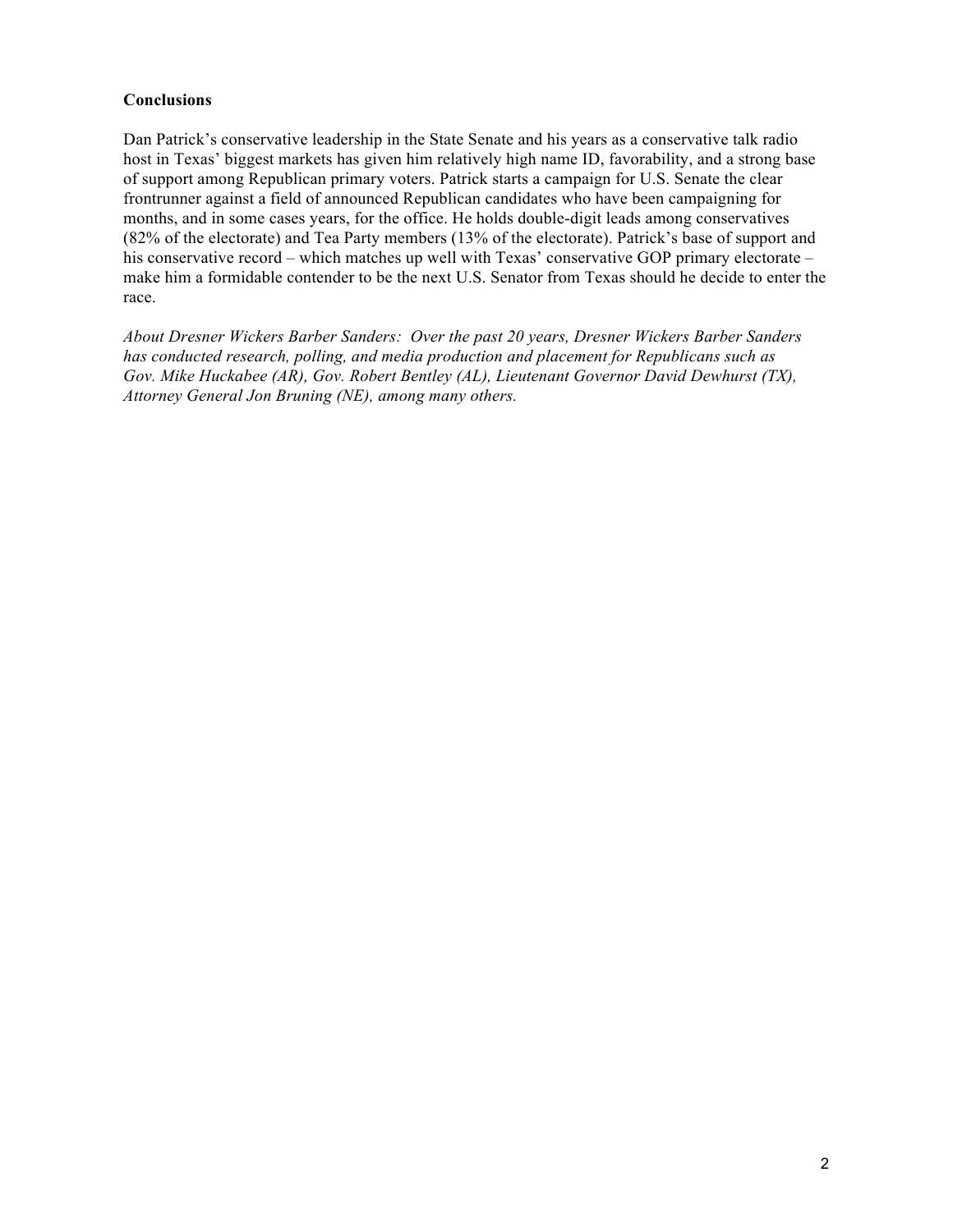**Conclusions**

Dan Patrick's conservative leadership in the State Senate and his years as a conservative talk radio host in Texas' biggest markets has given him relatively high name ID, favorability, and a strong base of support among Republican primary voters. Patrick starts a campaign for U.S. Senate the clear frontrunner against a field of announced Republican candidates who have been campaigning for months, and in some cases years, for the office. He holds double-digit leads among conservatives (82% of the electorate) and Tea Party members (13% of the electorate). Patrick's base of support and his conservative record – which matches up well with Texas' conservative GOP primary electorate – make him a formidable contender to be the next U.S. Senator from Texas should he decide to enter the race.

*About Dresner Wickers Barber Sanders: Over the past 20 years, Dresner Wickers Barber Sanders has conducted research, polling, and media production and placement for Republicans such as Gov. Mike Huckabee (AR), Gov. Robert Bentley (AL), Lieutenant Governor David Dewhurst (TX), Attorney General Jon Bruning (NE), among many others.*